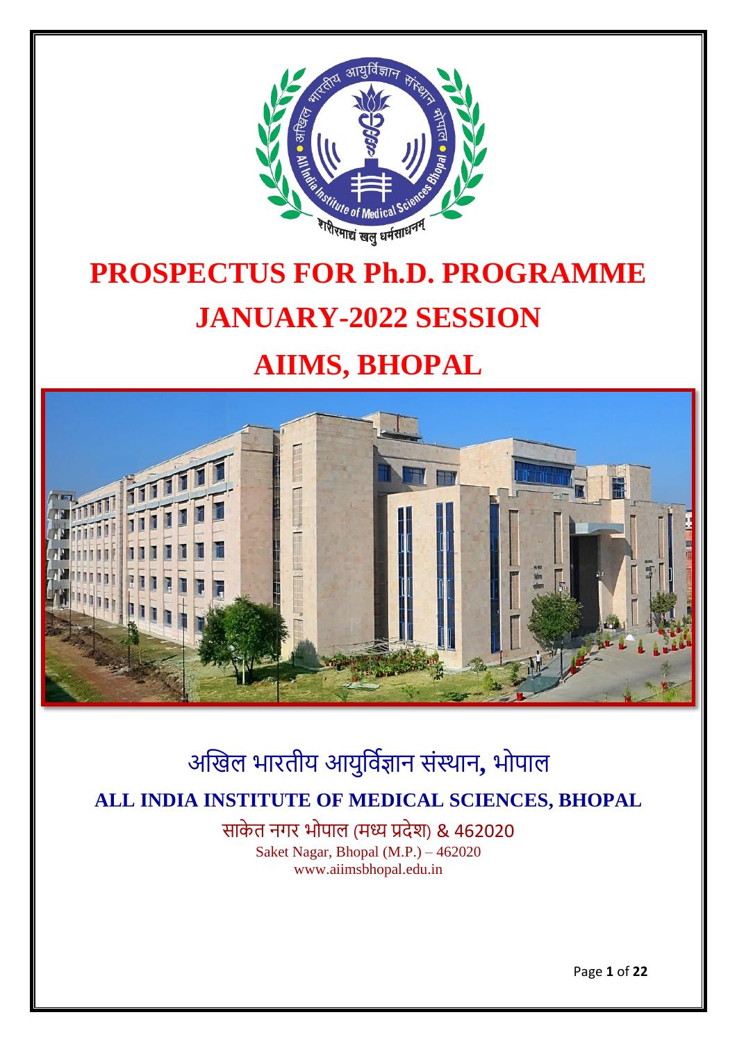# PROSPECTUS FOR Ph.D. PROGRAMME

# JANUARY-2022 SESSION

# AIIMS, BHOPAL

अखिल भारतीय आयुर्विज्ञान संस्थान, भोपाल

**ALL INDIA INSTITUTE OF MEDICAL SCIENCES, BHOPAL**

साकेत नगर भोपाल (मध्य प्रदेश) & 462020

Saket Nagar, Bhopal (M.P.) – 462020

www.aiimsbhopal.edu.in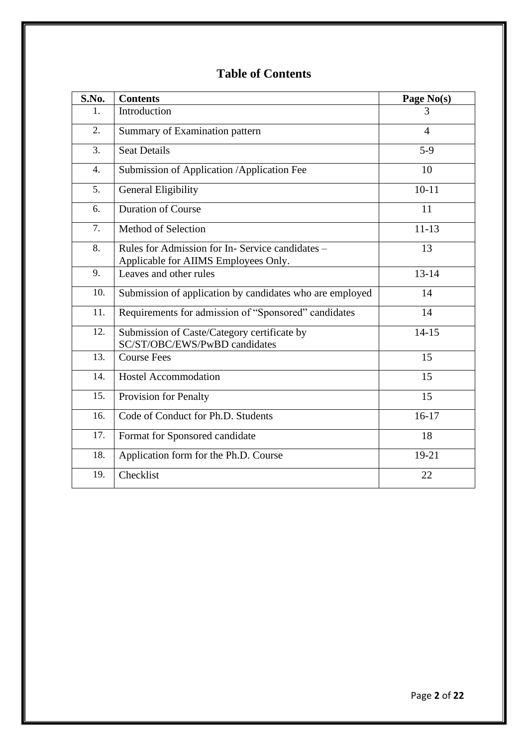# Table of Contents

| S.No. | Contents | Page No(s) |
|---|---|---|
| 1. | Introduction | 3 |
| 2. | Summary of Examination pattern | 4 |
| 3. | Seat Details | 5-9 |
| 4. | Submission of Application /Application Fee | 10 |
| 5. | General Eligibility | 10-11 |
| 6. | Duration of Course | 11 |
| 7. | Method of Selection | 11-13 |
| 8. | Rules for Admission for In- Service candidates – Applicable for AIIMS Employees Only. | 13 |
| 9. | Leaves and other rules | 13-14 |
| 10. | Submission of application by candidates who are employed | 14 |
| 11. | Requirements for admission of "Sponsored" candidates | 14 |
| 12. | Submission of Caste/Category certificate by SC/ST/OBC/EWS/PwBD candidates | 14-15 |
| 13. | Course Fees | 15 |
| 14. | Hostel Accommodation | 15 |
| 15. | Provision for Penalty | 15 |
| 16. | Code of Conduct for Ph.D. Students | 16-17 |
| 17. | Format for Sponsored candidate | 18 |
| 18. | Application form for the Ph.D. Course | 19-21 |
| 19. | Checklist | 22 |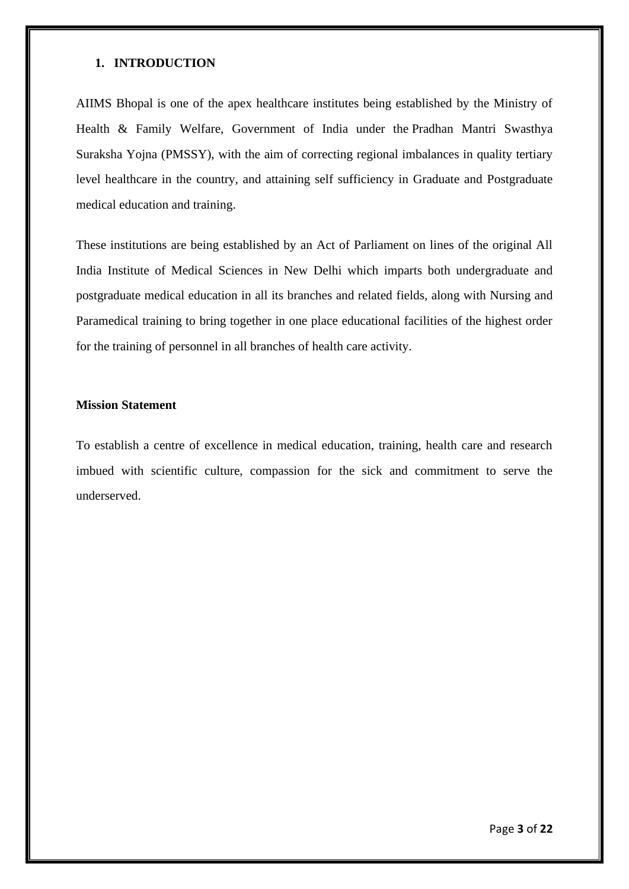## 1. INTRODUCTION

AIIMS Bhopal is one of the apex healthcare institutes being established by the Ministry of Health & Family Welfare, Government of India under the Pradhan Mantri Swasthya Suraksha Yojna (PMSSY), with the aim of correcting regional imbalances in quality tertiary level healthcare in the country, and attaining self sufficiency in Graduate and Postgraduate medical education and training.

These institutions are being established by an Act of Parliament on lines of the original All India Institute of Medical Sciences in New Delhi which imparts both undergraduate and postgraduate medical education in all its branches and related fields, along with Nursing and Paramedical training to bring together in one place educational facilities of the highest order for the training of personnel in all branches of health care activity.

**Mission Statement**

To establish a centre of excellence in medical education, training, health care and research imbued with scientific culture, compassion for the sick and commitment to serve the underserved.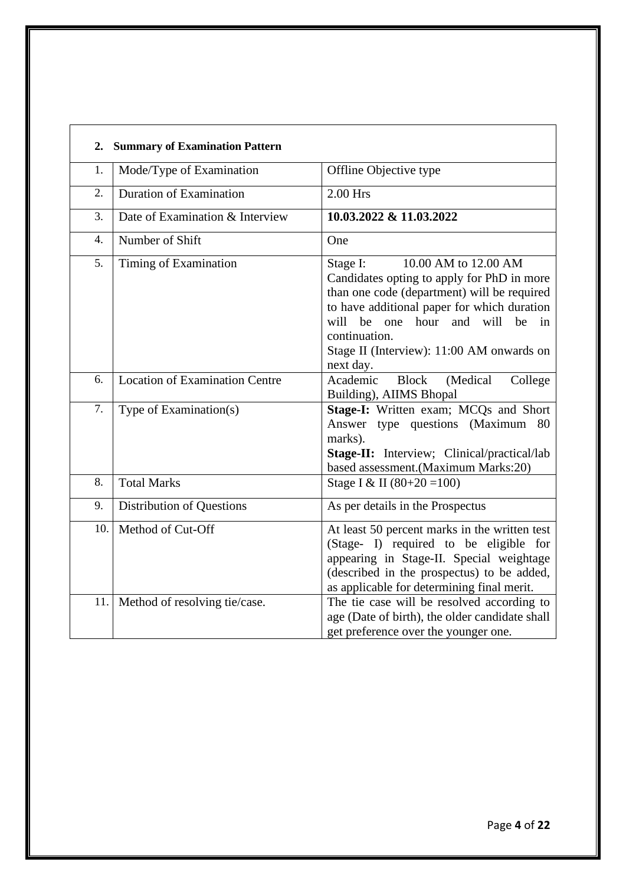## 2. Summary of Examination Pattern

| | | |
|---|---|---|
| 1. | Mode/Type of Examination | Offline Objective type |
| 2. | Duration of Examination | 2.00 Hrs |
| 3. | Date of Examination & Interview | **10.03.2022 & 11.03.2022** |
| 4. | Number of Shift | One |
| 5. | Timing of Examination | Stage I: 10.00 AM to 12.00 AM<br>Candidates opting to apply for PhD in more than one code (department) will be required to have additional paper for which duration will be one hour and will be in continuation.<br>Stage II (Interview): 11:00 AM onwards on next day. |
| 6. | Location of Examination Centre | Academic Block (Medical College Building), AIIMS Bhopal |
| 7. | Type of Examination(s) | **Stage-I:** Written exam; MCQs and Short Answer type questions (Maximum 80 marks).<br>**Stage-II:** Interview; Clinical/practical/lab based assessment.(Maximum Marks:20) |
| 8. | Total Marks | Stage I & II (80+20 =100) |
| 9. | Distribution of Questions | As per details in the Prospectus |
| 10. | Method of Cut-Off | At least 50 percent marks in the written test (Stage- I) required to be eligible for appearing in Stage-II. Special weightage (described in the prospectus) to be added, as applicable for determining final merit. |
| 11. | Method of resolving tie/case. | The tie case will be resolved according to age (Date of birth), the older candidate shall get preference over the younger one. |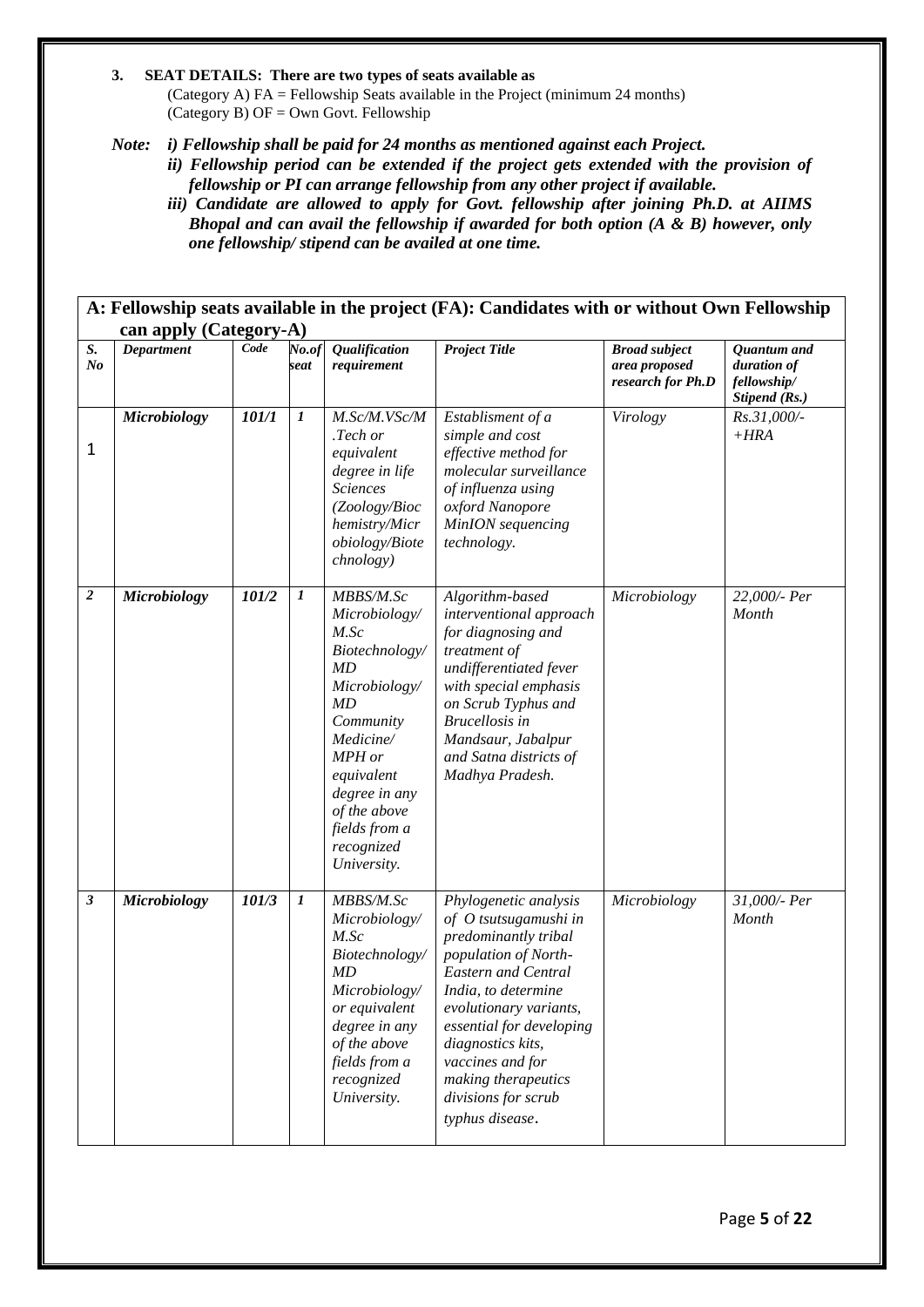**3. SEAT DETAILS: There are two types of seats available as**

(Category A) FA = Fellowship Seats available in the Project (minimum 24 months)
(Category B) OF = Own Govt. Fellowship

***Note: i) Fellowship shall be paid for 24 months as mentioned against each Project.***

***ii) Fellowship period can be extended if the project gets extended with the provision of fellowship or PI can arrange fellowship from any other project if available.***

***iii) Candidate are allowed to apply for Govt. fellowship after joining Ph.D. at AIIMS Bhopal and can avail the fellowship if awarded for both option (A & B) however, only one fellowship/ stipend can be availed at one time.***

**A: Fellowship seats available in the project (FA): Candidates with or without Own Fellowship can apply (Category-A)**

| S. No | Department | Code | No.of seat | Qualification requirement | Project Title | Broad subject area proposed research for Ph.D | Quantum and duration of fellowship/ Stipend (Rs.) |
|---|---|---|---|---|---|---|---|
| 1 | *Microbiology* | *101/1* | *1* | *M.Sc/M.VSc/M.Tech or equivalent degree in life Sciences (Zoology/Biochemistry/Microbiology/Biotechnology)* | *Establisment of a simple and cost effective method for molecular surveillance of influenza using oxford Nanopore MinION sequencing technology.* | *Virology* | *Rs.31,000/- +HRA* |
| *2* | *Microbiology* | *101/2* | *1* | *MBBS/M.Sc Microbiology/ M.Sc Biotechnology/ MD Microbiology/ MD Community Medicine/ MPH or equivalent degree in any of the above fields from a recognized University.* | *Algorithm-based interventional approach for diagnosing and treatment of undifferentiated fever with special emphasis on Scrub Typhus and Brucellosis in Mandsaur, Jabalpur and Satna districts of Madhya Pradesh.* | *Microbiology* | *22,000/- Per Month* |
| *3* | *Microbiology* | *101/3* | *1* | *MBBS/M.Sc Microbiology/ M.Sc Biotechnology/ MD Microbiology/ or equivalent degree in any of the above fields from a recognized University.* | *Phylogenetic analysis of O tsutsugamushi in predominantly tribal population of North-Eastern and Central India, to determine evolutionary variants, essential for developing diagnostics kits, vaccines and for making therapeutics divisions for scrub typhus disease.* | *Microbiology* | *31,000/- Per Month* |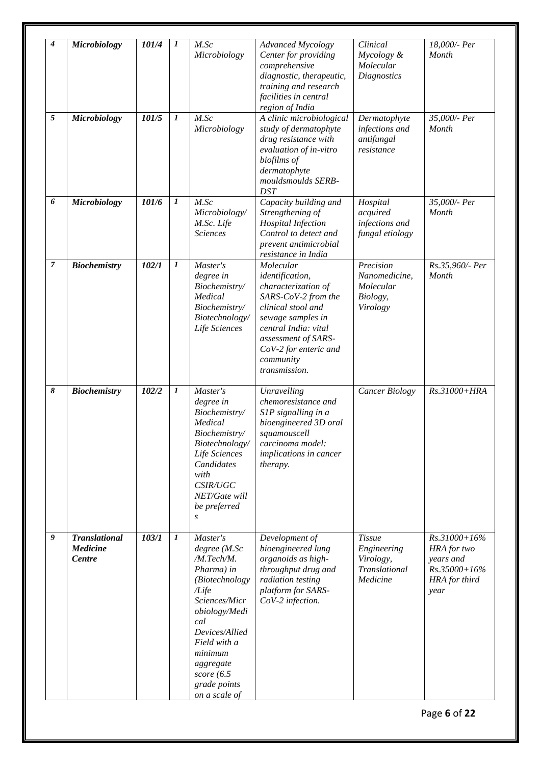| 4 | Microbiology | 101/4 | 1 | M.Sc Microbiology | Advanced Mycology Center for providing comprehensive diagnostic, therapeutic, training and research facilities in central region of India | Clinical Mycology & Molecular Diagnostics | 18,000/- Per Month |
|---|---|---|---|---|---|---|---|
| 5 | Microbiology | 101/5 | 1 | M.Sc Microbiology | A clinic microbiological study of dermatophyte drug resistance with evaluation of in-vitro biofilms of dermatophyte mouldsmoulds SERB-DST | Dermatophyte infections and antifungal resistance | 35,000/- Per Month |
| 6 | Microbiology | 101/6 | 1 | M.Sc Microbiology/ M.Sc. Life Sciences | Capacity building and Strengthening of Hospital Infection Control to detect and prevent antimicrobial resistance in India | Hospital acquired infections and fungal etiology | 35,000/- Per Month |
| 7 | Biochemistry | 102/1 | 1 | Master's degree in Biochemistry/ Medical Biochemistry/ Biotechnology/ Life Sciences | Molecular identification, characterization of SARS-CoV-2 from the clinical stool and sewage samples in central India: vital assessment of SARS-CoV-2 for enteric and community transmission. | Precision Nanomedicine, Molecular Biology, Virology | Rs.35,960/- Per Month |
| 8 | Biochemistry | 102/2 | 1 | Master's degree in Biochemistry/ Medical Biochemistry/ Biotechnology/ Life Sciences Candidates with CSIR/UGC NET/Gate will be preferred s | Unravelling chemoresistance and S1P signalling in a bioengineered 3D oral squamouscell carcinoma model: implications in cancer therapy. | Cancer Biology | Rs.31000+HRA |
| 9 | Translational Medicine Centre | 103/1 | 1 | Master's degree (M.Sc /M.Tech/M. Pharma) in (Biotechnology /Life Sciences/Microbiology/Medical Devices/Allied Field with a minimum aggregate score (6.5 grade points on a scale of | Development of bioengineered lung organoids as high-throughput drug and radiation testing platform for SARS-CoV-2 infection. | Tissue Engineering Virology, Translational Medicine | Rs.31000+16% HRA for two years and Rs.35000+16% HRA for third year |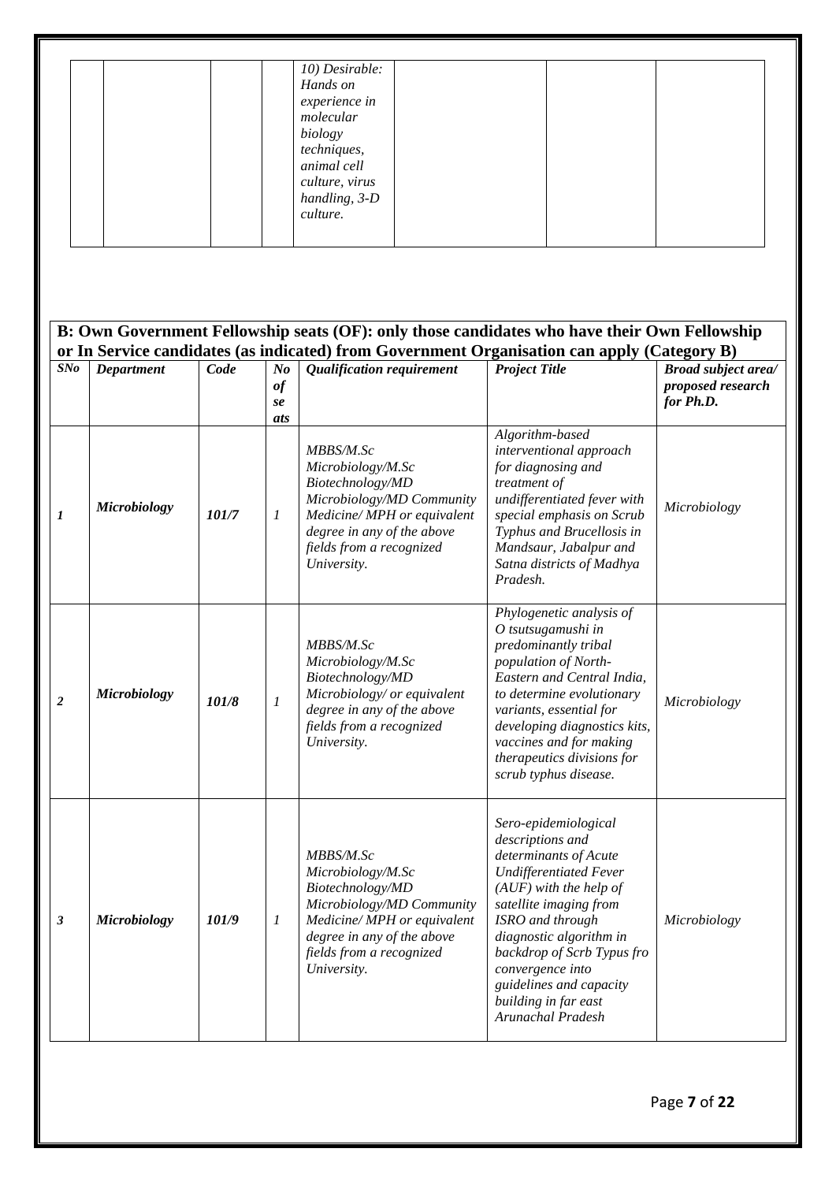| | | | | *10) Desirable: Hands on experience in molecular biology techniques, animal cell culture, virus handling, 3-D culture.* | | |
|---|---|---|---|---|---|---|

**B: Own Government Fellowship seats (OF): only those candidates who have their Own Fellowship or In Service candidates (as indicated) from Government Organisation can apply (Category B)**

| *SNo* | *Department* | *Code* | *No of seats* | *Qualification requirement* | *Project Title* | *Broad subject area/ proposed research for Ph.D.* |
|---|---|---|---|---|---|---|
| *1* | *Microbiology* | *101/7* | *1* | *MBBS/M.Sc Microbiology/M.Sc Biotechnology/MD Microbiology/MD Community Medicine/ MPH or equivalent degree in any of the above fields from a recognized University.* | *Algorithm-based interventional approach for diagnosing and treatment of undifferentiated fever with special emphasis on Scrub Typhus and Brucellosis in Mandsaur, Jabalpur and Satna districts of Madhya Pradesh.* | *Microbiology* |
| *2* | *Microbiology* | *101/8* | *1* | *MBBS/M.Sc Microbiology/M.Sc Biotechnology/MD Microbiology/ or equivalent degree in any of the above fields from a recognized University.* | *Phylogenetic analysis of O tsutsugamushi in predominantly tribal population of North-Eastern and Central India, to determine evolutionary variants, essential for developing diagnostics kits, vaccines and for making therapeutics divisions for scrub typhus disease.* | *Microbiology* |
| *3* | *Microbiology* | *101/9* | *1* | *MBBS/M.Sc Microbiology/M.Sc Biotechnology/MD Microbiology/MD Community Medicine/ MPH or equivalent degree in any of the above fields from a recognized University.* | *Sero-epidemiological descriptions and determinants of Acute Undifferentiated Fever (AUF) with the help of satellite imaging from ISRO and through diagnostic algorithm in backdrop of Scrb Typus fro convergence into guidelines and capacity building in far east Arunachal Pradesh* | *Microbiology* |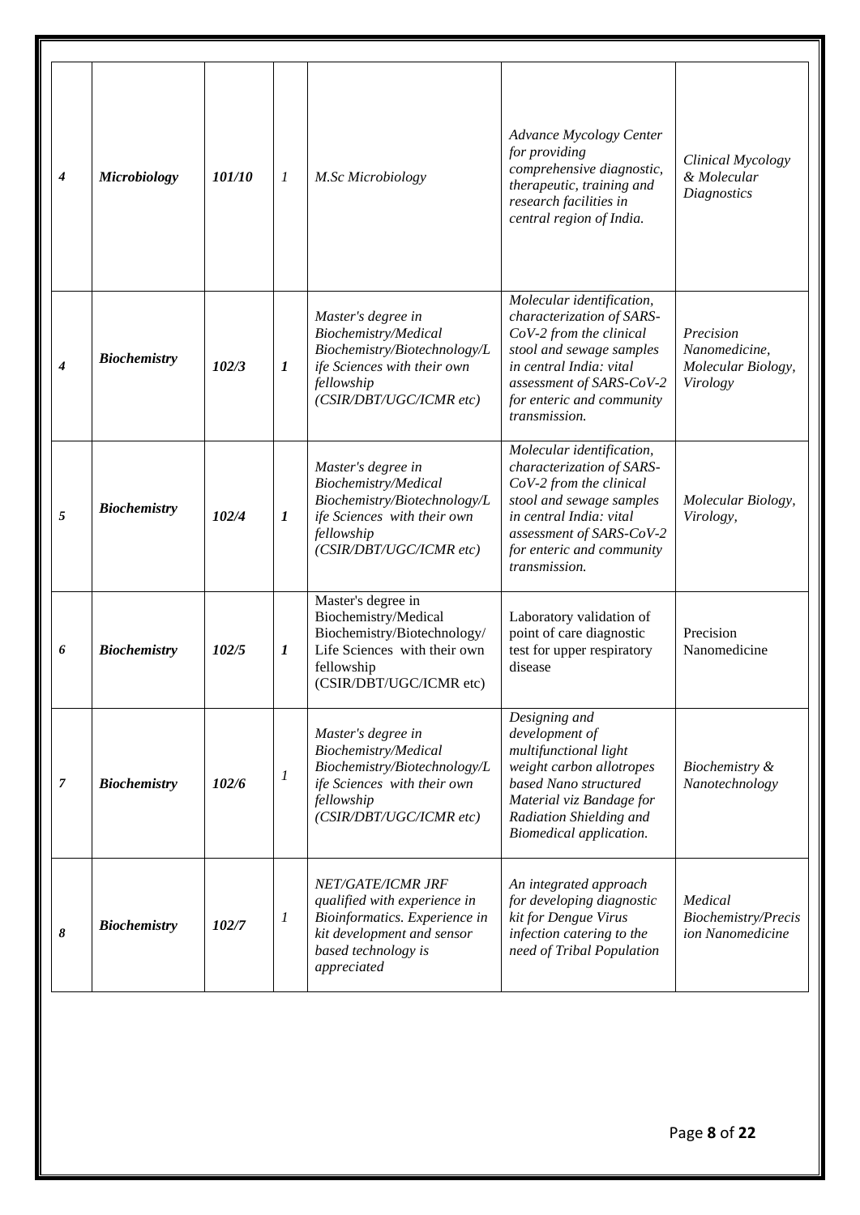| | | | | | | |
|---|---|---|---|---|---|---|
| ***4*** | ***Microbiology*** | ***101/10*** | *1* | *M.Sc Microbiology* | *Advance Mycology Center for providing comprehensive diagnostic, therapeutic, training and research facilities in central region of India.* | *Clinical Mycology & Molecular Diagnostics* |
| ***4*** | ***Biochemistry*** | ***102/3*** | ***1*** | *Master's degree in Biochemistry/Medical Biochemistry/Biotechnology/Life Sciences with their own fellowship (CSIR/DBT/UGC/ICMR etc)* | *Molecular identification, characterization of SARS-CoV-2 from the clinical stool and sewage samples in central India: vital assessment of SARS-CoV-2 for enteric and community transmission.* | *Precision Nanomedicine, Molecular Biology, Virology* |
| ***5*** | ***Biochemistry*** | ***102/4*** | ***1*** | *Master's degree in Biochemistry/Medical Biochemistry/Biotechnology/Life Sciences with their own fellowship (CSIR/DBT/UGC/ICMR etc)* | *Molecular identification, characterization of SARS-CoV-2 from the clinical stool and sewage samples in central India: vital assessment of SARS-CoV-2 for enteric and community transmission.* | *Molecular Biology, Virology,* |
| ***6*** | ***Biochemistry*** | ***102/5*** | ***1*** | Master's degree in Biochemistry/Medical Biochemistry/Biotechnology/ Life Sciences with their own fellowship (CSIR/DBT/UGC/ICMR etc) | Laboratory validation of point of care diagnostic test for upper respiratory disease | Precision Nanomedicine |
| ***7*** | ***Biochemistry*** | ***102/6*** | *1* | *Master's degree in Biochemistry/Medical Biochemistry/Biotechnology/Life Sciences with their own fellowship (CSIR/DBT/UGC/ICMR etc)* | *Designing and development of multifunctional light weight carbon allotropes based Nano structured Material viz Bandage for Radiation Shielding and Biomedical application.* | *Biochemistry & Nanotechnology* |
| ***8*** | ***Biochemistry*** | ***102/7*** | *1* | *NET/GATE/ICMR JRF qualified with experience in Bioinformatics. Experience in kit development and sensor based technology is appreciated* | *An integrated approach for developing diagnostic kit for Dengue Virus infection catering to the need of Tribal Population* | *Medical Biochemistry/Precision Nanomedicine* |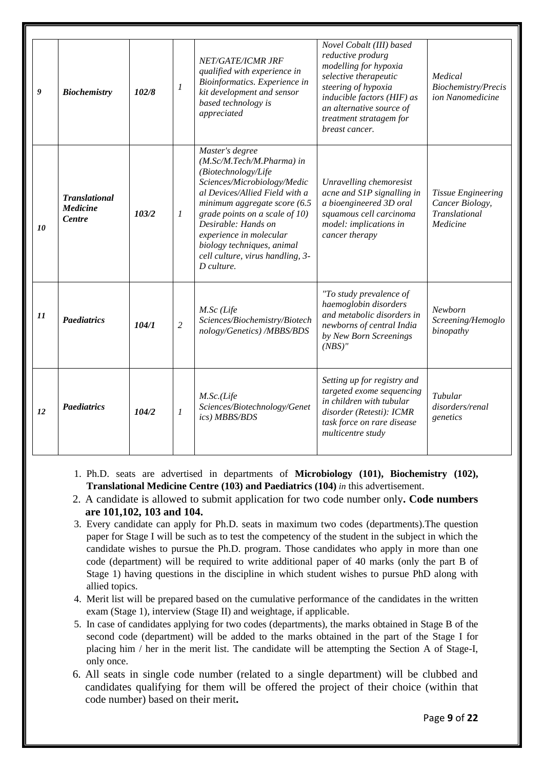| *9* | ***Biochemistry*** | ***102/8*** | *1* | *NET/GATE/ICMR JRF qualified with experience in Bioinformatics. Experience in kit development and sensor based technology is appreciated* | *Novel Cobalt (III) based reductive produrg modelling for hypoxia selective therapeutic steering of hypoxia inducible factors (HIF) as an alternative source of treatment stratagem for breast cancer.* | *Medical Biochemistry/Precision Nanomedicine* |
|---|---|---|---|---|---|---|
| *10* | ***Translational Medicine Centre*** | ***103/2*** | *1* | *Master's degree (M.Sc/M.Tech/M.Pharma) in (Biotechnology/Life Sciences/Microbiology/Medical Devices/Allied Field with a minimum aggregate score (6.5 grade points on a scale of 10) Desirable: Hands on experience in molecular biology techniques, animal cell culture, virus handling, 3-D culture.* | *Unravelling chemoresist acne and S1P signalling in a bioengineered 3D oral squamous cell carcinoma model: implications in cancer therapy* | *Tissue Engineering Cancer Biology, Translational Medicine* |
| *11* | ***Paediatrics*** | ***104/1*** | *2* | *M.Sc (Life Sciences/Biochemistry/Biotechnology/Genetics) /MBBS/BDS* | *"To study prevalence of haemoglobin disorders and metabolic disorders in newborns of central India by New Born Screenings (NBS)"* | *Newborn Screening/Hemoglobinopathy* |
| *12* | ***Paediatrics*** | ***104/2*** | *1* | *M.Sc.(Life Sciences/Biotechnology/Genetics) MBBS/BDS* | *Setting up for registry and targeted exome sequencing in children with tubular disorder (Retesti): ICMR task force on rare disease multicentre study* | *Tubular disorders/renal genetics* |

1. Ph.D. seats are advertised in departments of **Microbiology (101), Biochemistry (102), Translational Medicine Centre (103) and Paediatrics (104)** *in* this advertisement.
2. A candidate is allowed to submit application for two code number only**. Code numbers are 101,102, 103 and 104.**
3. Every candidate can apply for Ph.D. seats in maximum two codes (departments).The question paper for Stage I will be such as to test the competency of the student in the subject in which the candidate wishes to pursue the Ph.D. program. Those candidates who apply in more than one code (department) will be required to write additional paper of 40 marks (only the part B of Stage 1) having questions in the discipline in which student wishes to pursue PhD along with allied topics.
4. Merit list will be prepared based on the cumulative performance of the candidates in the written exam (Stage 1), interview (Stage II) and weightage, if applicable.
5. In case of candidates applying for two codes (departments), the marks obtained in Stage B of the second code (department) will be added to the marks obtained in the part of the Stage I for placing him / her in the merit list. The candidate will be attempting the Section A of Stage-I, only once.
6. All seats in single code number (related to a single department) will be clubbed and candidates qualifying for them will be offered the project of their choice (within that code number) based on their merit**.**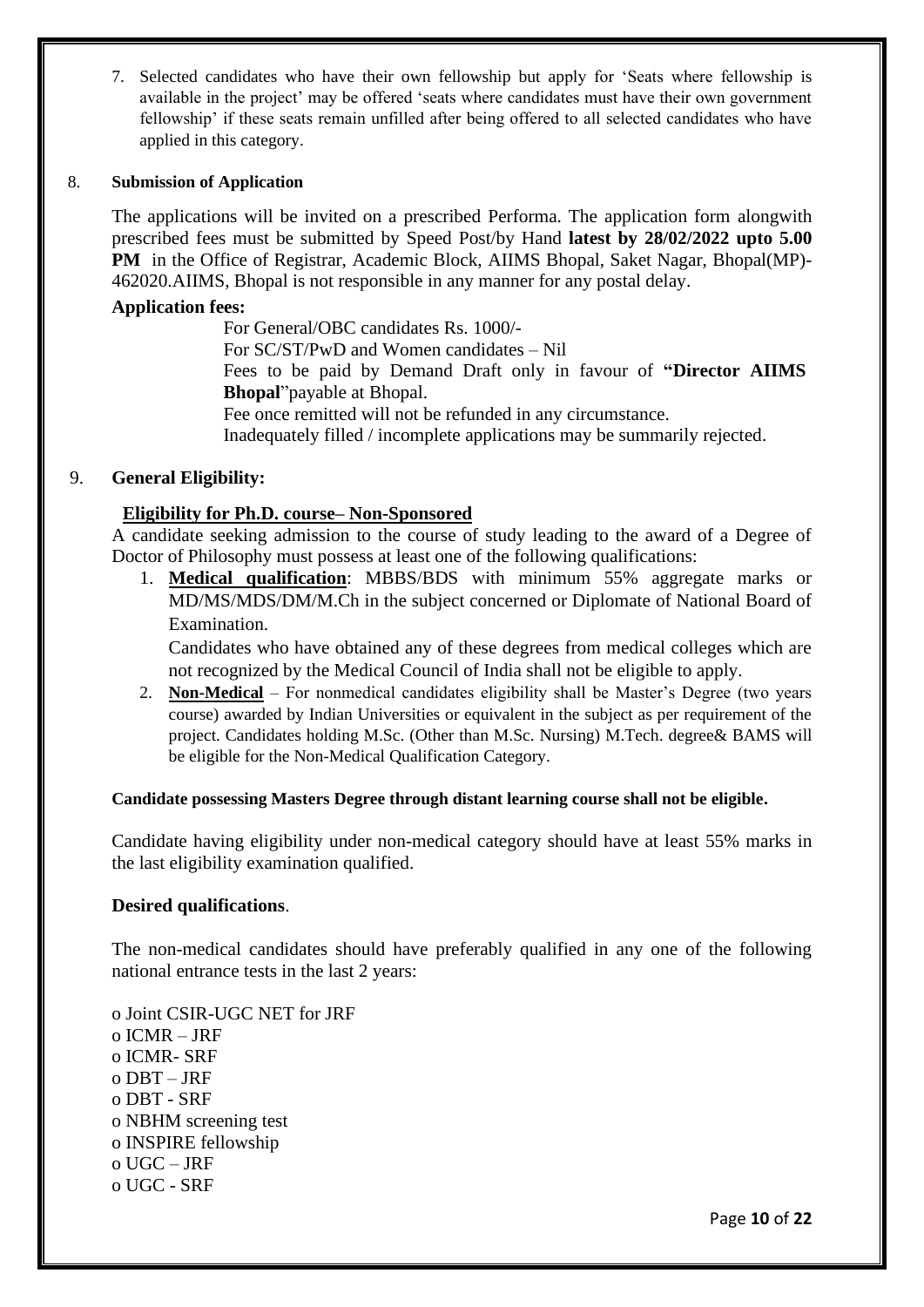7. Selected candidates who have their own fellowship but apply for 'Seats where fellowship is available in the project' may be offered 'seats where candidates must have their own government fellowship' if these seats remain unfilled after being offered to all selected candidates who have applied in this category.

8. **Submission of Application**

The applications will be invited on a prescribed Performa. The application form alongwith prescribed fees must be submitted by Speed Post/by Hand **latest by 28/02/2022 upto 5.00 PM** in the Office of Registrar, Academic Block, AIIMS Bhopal, Saket Nagar, Bhopal(MP)-462020.AIIMS, Bhopal is not responsible in any manner for any postal delay.

**Application fees:**

For General/OBC candidates Rs. 1000/-
For SC/ST/PwD and Women candidates – Nil
Fees to be paid by Demand Draft only in favour of **"Director AIIMS Bhopal**"payable at Bhopal.
Fee once remitted will not be refunded in any circumstance.
Inadequately filled / incomplete applications may be summarily rejected.

9. **General Eligibility:**

**Eligibility for Ph.D. course– Non-Sponsored**

A candidate seeking admission to the course of study leading to the award of a Degree of Doctor of Philosophy must possess at least one of the following qualifications:

1. **Medical qualification**: MBBS/BDS with minimum 55% aggregate marks or MD/MS/MDS/DM/M.Ch in the subject concerned or Diplomate of National Board of Examination.

   Candidates who have obtained any of these degrees from medical colleges which are not recognized by the Medical Council of India shall not be eligible to apply.
2. **Non-Medical** – For nonmedical candidates eligibility shall be Master's Degree (two years course) awarded by Indian Universities or equivalent in the subject as per requirement of the project. Candidates holding M.Sc. (Other than M.Sc. Nursing) M.Tech. degree& BAMS will be eligible for the Non-Medical Qualification Category.

**Candidate possessing Masters Degree through distant learning course shall not be eligible.**

Candidate having eligibility under non-medical category should have at least 55% marks in the last eligibility examination qualified.

**Desired qualifications**.

The non-medical candidates should have preferably qualified in any one of the following national entrance tests in the last 2 years:

- Joint CSIR-UGC NET for JRF
- ICMR – JRF
- ICMR- SRF
- DBT – JRF
- DBT - SRF
- NBHM screening test
- INSPIRE fellowship
- UGC – JRF
- UGC - SRF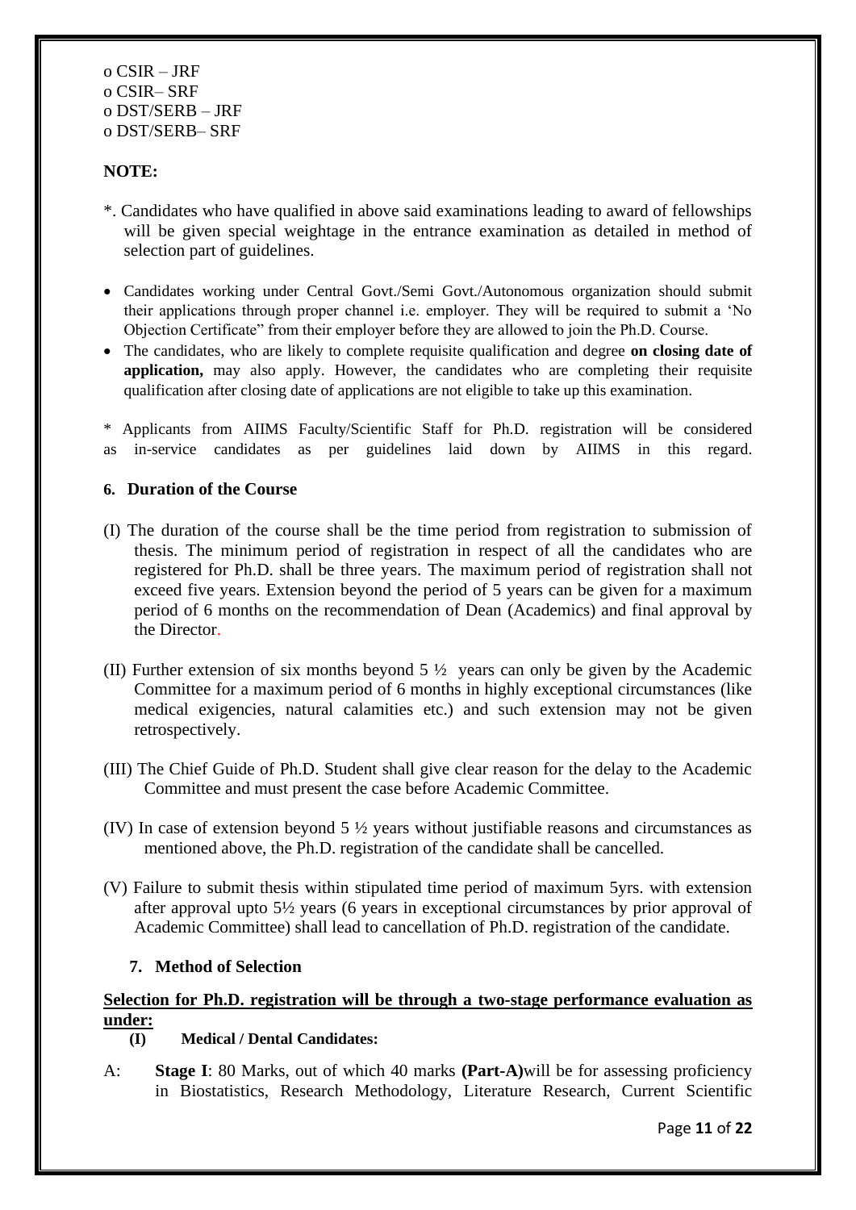- o CSIR – JRF
- o CSIR– SRF
- o DST/SERB – JRF
- o DST/SERB– SRF

**NOTE:**

*. Candidates who have qualified in above said examinations leading to award of fellowships will be given special weightage in the entrance examination as detailed in method of selection part of guidelines.

- Candidates working under Central Govt./Semi Govt./Autonomous organization should submit their applications through proper channel i.e. employer. They will be required to submit a 'No Objection Certificate" from their employer before they are allowed to join the Ph.D. Course.
- The candidates, who are likely to complete requisite qualification and degree **on closing date of application,** may also apply. However, the candidates who are completing their requisite qualification after closing date of applications are not eligible to take up this examination.

* Applicants from AIIMS Faculty/Scientific Staff for Ph.D. registration will be considered as in-service candidates as per guidelines laid down by AIIMS in this regard.

### 6. Duration of the Course

(I) The duration of the course shall be the time period from registration to submission of thesis. The minimum period of registration in respect of all the candidates who are registered for Ph.D. shall be three years. The maximum period of registration shall not exceed five years. Extension beyond the period of 5 years can be given for a maximum period of 6 months on the recommendation of Dean (Academics) and final approval by the Director.

(II) Further extension of six months beyond 5 ½ years can only be given by the Academic Committee for a maximum period of 6 months in highly exceptional circumstances (like medical exigencies, natural calamities etc.) and such extension may not be given retrospectively.

(III) The Chief Guide of Ph.D. Student shall give clear reason for the delay to the Academic Committee and must present the case before Academic Committee.

(IV) In case of extension beyond 5 ½ years without justifiable reasons and circumstances as mentioned above, the Ph.D. registration of the candidate shall be cancelled.

(V) Failure to submit thesis within stipulated time period of maximum 5yrs. with extension after approval upto 5½ years (6 years in exceptional circumstances by prior approval of Academic Committee) shall lead to cancellation of Ph.D. registration of the candidate.

### 7. Method of Selection

**Selection for Ph.D. registration will be through a two-stage performance evaluation as under:**

**(I) Medical / Dental Candidates:**

A: **Stage I**: 80 Marks, out of which 40 marks **(Part-A)** will be for assessing proficiency in Biostatistics, Research Methodology, Literature Research, Current Scientific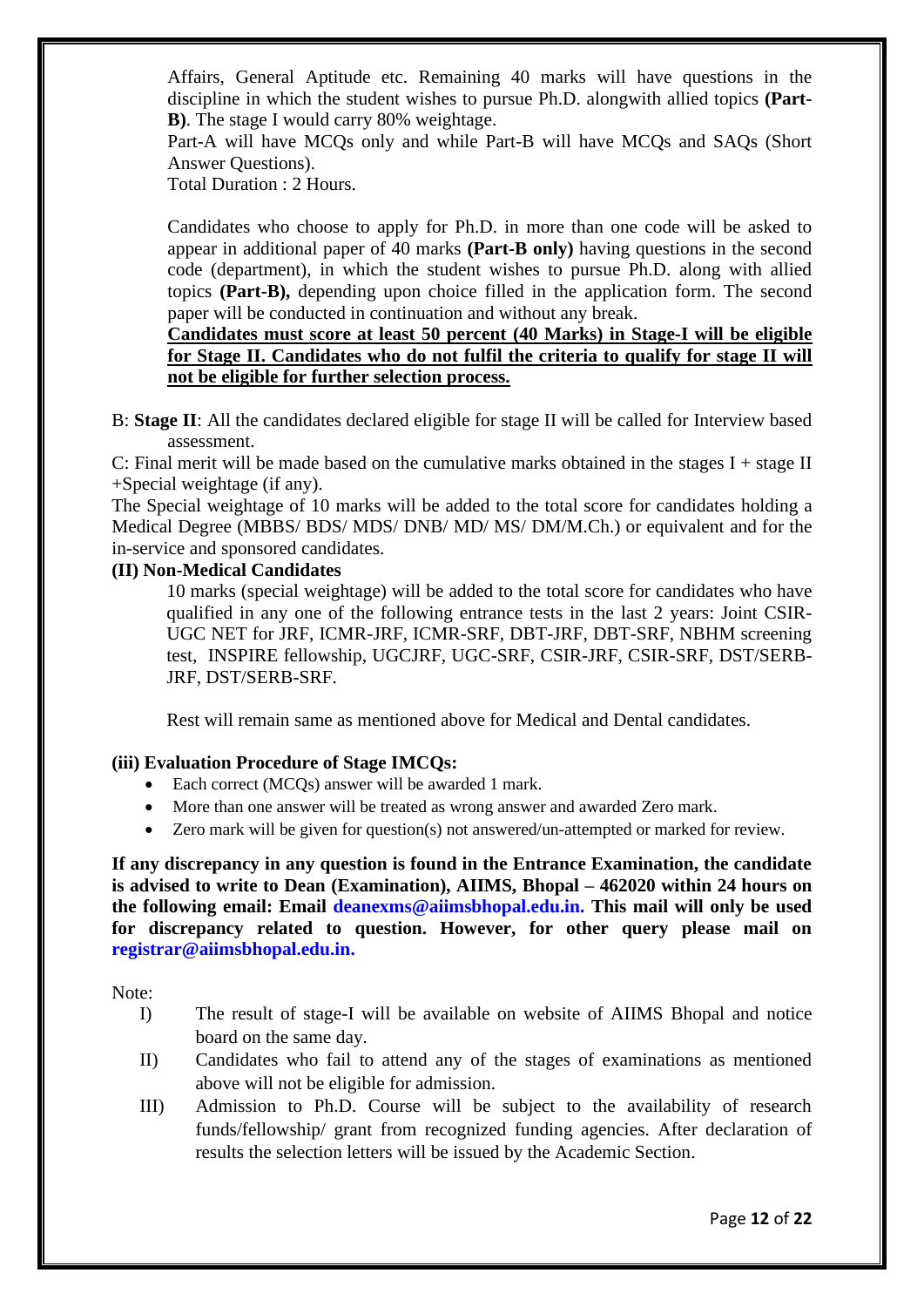Affairs, General Aptitude etc. Remaining 40 marks will have questions in the discipline in which the student wishes to pursue Ph.D. alongwith allied topics **(Part-B)**. The stage I would carry 80% weightage.

Part-A will have MCQs only and while Part-B will have MCQs and SAQs (Short Answer Questions).

Total Duration : 2 Hours.

Candidates who choose to apply for Ph.D. in more than one code will be asked to appear in additional paper of 40 marks **(Part-B only)** having questions in the second code (department), in which the student wishes to pursue Ph.D. along with allied topics **(Part-B),** depending upon choice filled in the application form. The second paper will be conducted in continuation and without any break.

**Candidates must score at least 50 percent (40 Marks) in Stage-I will be eligible for Stage II. Candidates who do not fulfil the criteria to qualify for stage II will not be eligible for further selection process.**

B: **Stage II**: All the candidates declared eligible for stage II will be called for Interview based assessment.

C: Final merit will be made based on the cumulative marks obtained in the stages I + stage II +Special weightage (if any).

The Special weightage of 10 marks will be added to the total score for candidates holding a Medical Degree (MBBS/ BDS/ MDS/ DNB/ MD/ MS/ DM/M.Ch.) or equivalent and for the in-service and sponsored candidates.

**(II) Non-Medical Candidates**

10 marks (special weightage) will be added to the total score for candidates who have qualified in any one of the following entrance tests in the last 2 years: Joint CSIR-UGC NET for JRF, ICMR-JRF, ICMR-SRF, DBT-JRF, DBT-SRF, NBHM screening test, INSPIRE fellowship, UGCJRF, UGC-SRF, CSIR-JRF, CSIR-SRF, DST/SERB-JRF, DST/SERB-SRF.

Rest will remain same as mentioned above for Medical and Dental candidates.

**(iii) Evaluation Procedure of Stage IMCQs:**

- Each correct (MCQs) answer will be awarded 1 mark.
- More than one answer will be treated as wrong answer and awarded Zero mark.
- Zero mark will be given for question(s) not answered/un-attempted or marked for review.

**If any discrepancy in any question is found in the Entrance Examination, the candidate is advised to write to Dean (Examination), AIIMS, Bhopal – 462020 within 24 hours on the following email: Email deanexms@aiimsbhopal.edu.in. This mail will only be used for discrepancy related to question. However, for other query please mail on registrar@aiimsbhopal.edu.in.**

Note:

I) The result of stage-I will be available on website of AIIMS Bhopal and notice board on the same day.

II) Candidates who fail to attend any of the stages of examinations as mentioned above will not be eligible for admission.

III) Admission to Ph.D. Course will be subject to the availability of research funds/fellowship/ grant from recognized funding agencies. After declaration of results the selection letters will be issued by the Academic Section.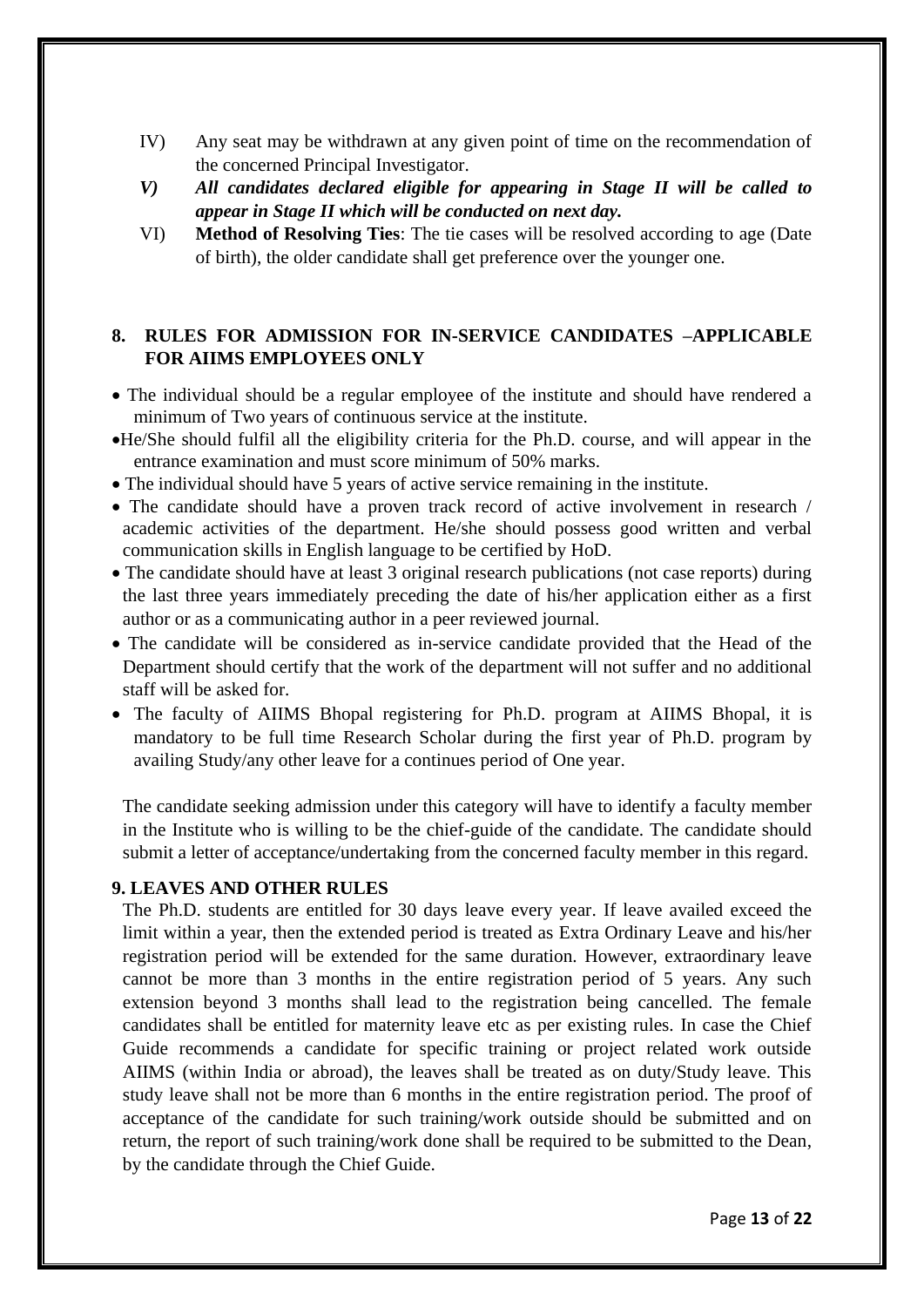IV) Any seat may be withdrawn at any given point of time on the recommendation of the concerned Principal Investigator.

***V) All candidates declared eligible for appearing in Stage II will be called to appear in Stage II which will be conducted on next day.***

VI) **Method of Resolving Ties**: The tie cases will be resolved according to age (Date of birth), the older candidate shall get preference over the younger one.

## 8. RULES FOR ADMISSION FOR IN-SERVICE CANDIDATES –APPLICABLE FOR AIIMS EMPLOYEES ONLY

- The individual should be a regular employee of the institute and should have rendered a minimum of Two years of continuous service at the institute.
- He/She should fulfil all the eligibility criteria for the Ph.D. course, and will appear in the entrance examination and must score minimum of 50% marks.
- The individual should have 5 years of active service remaining in the institute.
- The candidate should have a proven track record of active involvement in research / academic activities of the department. He/she should possess good written and verbal communication skills in English language to be certified by HoD.
- The candidate should have at least 3 original research publications (not case reports) during the last three years immediately preceding the date of his/her application either as a first author or as a communicating author in a peer reviewed journal.
- The candidate will be considered as in-service candidate provided that the Head of the Department should certify that the work of the department will not suffer and no additional staff will be asked for.
- The faculty of AIIMS Bhopal registering for Ph.D. program at AIIMS Bhopal, it is mandatory to be full time Research Scholar during the first year of Ph.D. program by availing Study/any other leave for a continues period of One year.

The candidate seeking admission under this category will have to identify a faculty member in the Institute who is willing to be the chief-guide of the candidate. The candidate should submit a letter of acceptance/undertaking from the concerned faculty member in this regard.

## 9. LEAVES AND OTHER RULES

The Ph.D. students are entitled for 30 days leave every year. If leave availed exceed the limit within a year, then the extended period is treated as Extra Ordinary Leave and his/her registration period will be extended for the same duration. However, extraordinary leave cannot be more than 3 months in the entire registration period of 5 years. Any such extension beyond 3 months shall lead to the registration being cancelled. The female candidates shall be entitled for maternity leave etc as per existing rules. In case the Chief Guide recommends a candidate for specific training or project related work outside AIIMS (within India or abroad), the leaves shall be treated as on duty/Study leave. This study leave shall not be more than 6 months in the entire registration period. The proof of acceptance of the candidate for such training/work outside should be submitted and on return, the report of such training/work done shall be required to be submitted to the Dean, by the candidate through the Chief Guide.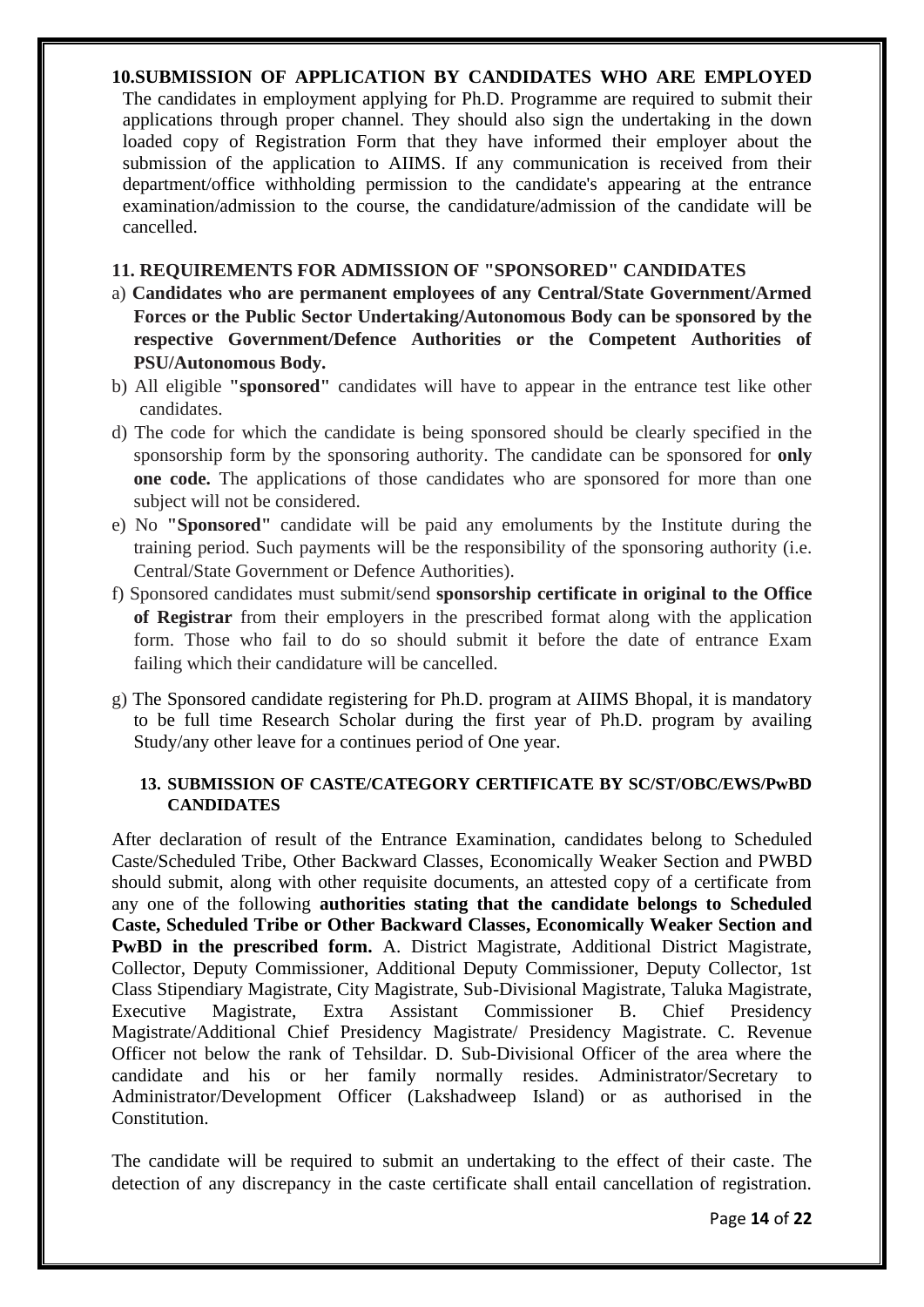## 10. SUBMISSION OF APPLICATION BY CANDIDATES WHO ARE EMPLOYED

The candidates in employment applying for Ph.D. Programme are required to submit their applications through proper channel. They should also sign the undertaking in the down loaded copy of Registration Form that they have informed their employer about the submission of the application to AIIMS. If any communication is received from their department/office withholding permission to the candidate's appearing at the entrance examination/admission to the course, the candidature/admission of the candidate will be cancelled.

## 11. REQUIREMENTS FOR ADMISSION OF "SPONSORED" CANDIDATES

a) **Candidates who are permanent employees of any Central/State Government/Armed Forces or the Public Sector Undertaking/Autonomous Body can be sponsored by the respective Government/Defence Authorities or the Competent Authorities of PSU/Autonomous Body.**

b) All eligible **"sponsored"** candidates will have to appear in the entrance test like other candidates.

d) The code for which the candidate is being sponsored should be clearly specified in the sponsorship form by the sponsoring authority. The candidate can be sponsored for **only one code.** The applications of those candidates who are sponsored for more than one subject will not be considered.

e) No **"Sponsored"** candidate will be paid any emoluments by the Institute during the training period. Such payments will be the responsibility of the sponsoring authority (i.e. Central/State Government or Defence Authorities).

f) Sponsored candidates must submit/send **sponsorship certificate in original to the Office of Registrar** from their employers in the prescribed format along with the application form. Those who fail to do so should submit it before the date of entrance Exam failing which their candidature will be cancelled.

g) The Sponsored candidate registering for Ph.D. program at AIIMS Bhopal, it is mandatory to be full time Research Scholar during the first year of Ph.D. program by availing Study/any other leave for a continues period of One year.

## 13. SUBMISSION OF CASTE/CATEGORY CERTIFICATE BY SC/ST/OBC/EWS/PwBD CANDIDATES

After declaration of result of the Entrance Examination, candidates belong to Scheduled Caste/Scheduled Tribe, Other Backward Classes, Economically Weaker Section and PWBD should submit, along with other requisite documents, an attested copy of a certificate from any one of the following **authorities stating that the candidate belongs to Scheduled Caste, Scheduled Tribe or Other Backward Classes, Economically Weaker Section and PwBD in the prescribed form.** A. District Magistrate, Additional District Magistrate, Collector, Deputy Commissioner, Additional Deputy Commissioner, Deputy Collector, 1st Class Stipendiary Magistrate, City Magistrate, Sub-Divisional Magistrate, Taluka Magistrate, Executive Magistrate, Extra Assistant Commissioner B. Chief Presidency Magistrate/Additional Chief Presidency Magistrate/ Presidency Magistrate. C. Revenue Officer not below the rank of Tehsildar. D. Sub-Divisional Officer of the area where the candidate and his or her family normally resides. Administrator/Secretary to Administrator/Development Officer (Lakshadweep Island) or as authorised in the Constitution.

The candidate will be required to submit an undertaking to the effect of their caste. The detection of any discrepancy in the caste certificate shall entail cancellation of registration.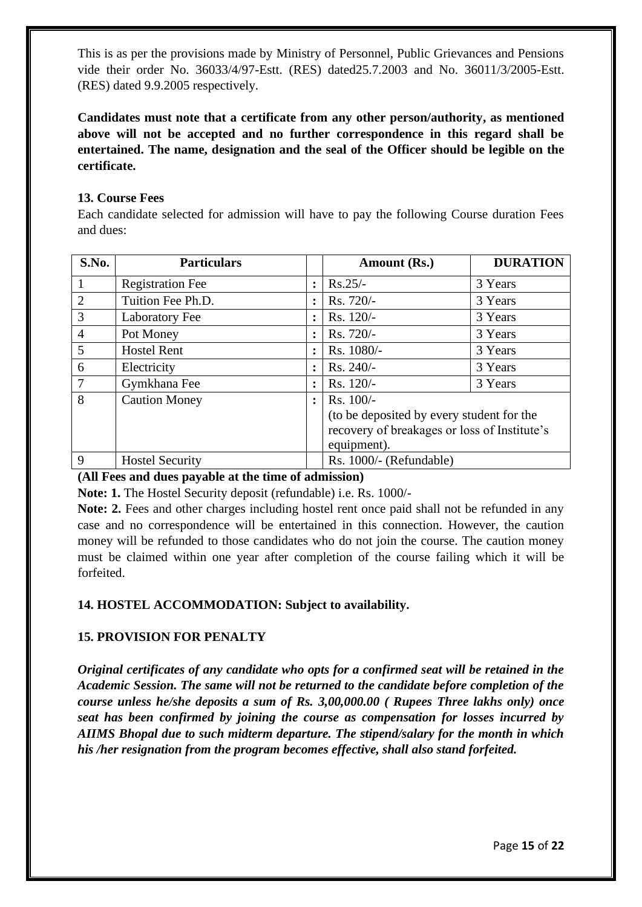This is as per the provisions made by Ministry of Personnel, Public Grievances and Pensions vide their order No. 36033/4/97-Estt. (RES) dated25.7.2003 and No. 36011/3/2005-Estt. (RES) dated 9.9.2005 respectively.

**Candidates must note that a certificate from any other person/authority, as mentioned above will not be accepted and no further correspondence in this regard shall be entertained. The name, designation and the seal of the Officer should be legible on the certificate.**

**13. Course Fees**

Each candidate selected for admission will have to pay the following Course duration Fees and dues:

| S.No. | Particulars | | Amount (Rs.) | DURATION |
|---|---|---|---|---|
| 1 | Registration Fee | : | Rs.25/- | 3 Years |
| 2 | Tuition Fee Ph.D. | : | Rs. 720/- | 3 Years |
| 3 | Laboratory Fee | : | Rs. 120/- | 3 Years |
| 4 | Pot Money | : | Rs. 720/- | 3 Years |
| 5 | Hostel Rent | : | Rs. 1080/- | 3 Years |
| 6 | Electricity | : | Rs. 240/- | 3 Years |
| 7 | Gymkhana Fee | : | Rs. 120/- | 3 Years |
| 8 | Caution Money | : | Rs. 100/- (to be deposited by every student for the recovery of breakages or loss of Institute's equipment). | |
| 9 | Hostel Security | | Rs. 1000/- (Refundable) | |

**(All Fees and dues payable at the time of admission)**

**Note: 1.** The Hostel Security deposit (refundable) i.e. Rs. 1000/-

**Note: 2.** Fees and other charges including hostel rent once paid shall not be refunded in any case and no correspondence will be entertained in this connection. However, the caution money will be refunded to those candidates who do not join the course. The caution money must be claimed within one year after completion of the course failing which it will be forfeited.

**14. HOSTEL ACCOMMODATION: Subject to availability.**

**15. PROVISION FOR PENALTY**

***Original certificates of any candidate who opts for a confirmed seat will be retained in the Academic Session. The same will not be returned to the candidate before completion of the course unless he/she deposits a sum of Rs. 3,00,000.00 ( Rupees Three lakhs only) once seat has been confirmed by joining the course as compensation for losses incurred by AIIMS Bhopal due to such midterm departure. The stipend/salary for the month in which his /her resignation from the program becomes effective, shall also stand forfeited.***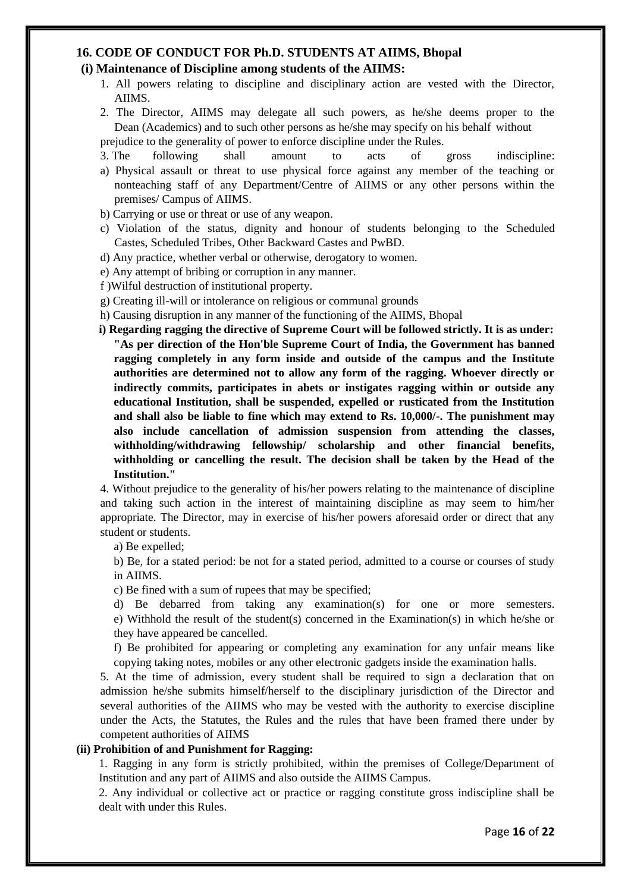## 16. CODE OF CONDUCT FOR Ph.D. STUDENTS AT AIIMS, Bhopal

### (i) Maintenance of Discipline among students of the AIIMS:

1. All powers relating to discipline and disciplinary action are vested with the Director, AIIMS.
2. The Director, AIIMS may delegate all such powers, as he/she deems proper to the Dean (Academics) and to such other persons as he/she may specify on his behalf without prejudice to the generality of power to enforce discipline under the Rules.
3. The following shall amount to acts of gross indiscipline:

a) Physical assault or threat to use physical force against any member of the teaching or nonteaching staff of any Department/Centre of AIIMS or any other persons within the premises/ Campus of AIIMS.

b) Carrying or use or threat or use of any weapon.

c) Violation of the status, dignity and honour of students belonging to the Scheduled Castes, Scheduled Tribes, Other Backward Castes and PwBD.

d) Any practice, whether verbal or otherwise, derogatory to women.

e) Any attempt of bribing or corruption in any manner.

f )Wilful destruction of institutional property.

g) Creating ill-will or intolerance on religious or communal grounds

h) Causing disruption in any manner of the functioning of the AIIMS, Bhopal

**i) Regarding ragging the directive of Supreme Court will be followed strictly. It is as under: "As per direction of the Hon'ble Supreme Court of India, the Government has banned ragging completely in any form inside and outside of the campus and the Institute authorities are determined not to allow any form of the ragging. Whoever directly or indirectly commits, participates in abets or instigates ragging within or outside any educational Institution, shall be suspended, expelled or rusticated from the Institution and shall also be liable to fine which may extend to Rs. 10,000/-. The punishment may also include cancellation of admission suspension from attending the classes, withholding/withdrawing fellowship/ scholarship and other financial benefits, withholding or cancelling the result. The decision shall be taken by the Head of the Institution."**

4. Without prejudice to the generality of his/her powers relating to the maintenance of discipline and taking such action in the interest of maintaining discipline as may seem to him/her appropriate. The Director, may in exercise of his/her powers aforesaid order or direct that any student or students.

a) Be expelled;

b) Be, for a stated period: be not for a stated period, admitted to a course or courses of study in AIIMS.

c) Be fined with a sum of rupees that may be specified;

d) Be debarred from taking any examination(s) for one or more semesters.

e) Withhold the result of the student(s) concerned in the Examination(s) in which he/she or they have appeared be cancelled.

f) Be prohibited for appearing or completing any examination for any unfair means like copying taking notes, mobiles or any other electronic gadgets inside the examination halls.

5. At the time of admission, every student shall be required to sign a declaration that on admission he/she submits himself/herself to the disciplinary jurisdiction of the Director and several authorities of the AIIMS who may be vested with the authority to exercise discipline under the Acts, the Statutes, the Rules and the rules that have been framed there under by competent authorities of AIIMS

### (ii) Prohibition of and Punishment for Ragging:

1. Ragging in any form is strictly prohibited, within the premises of College/Department of Institution and any part of AIIMS and also outside the AIIMS Campus.
2. Any individual or collective act or practice or ragging constitute gross indiscipline shall be dealt with under this Rules.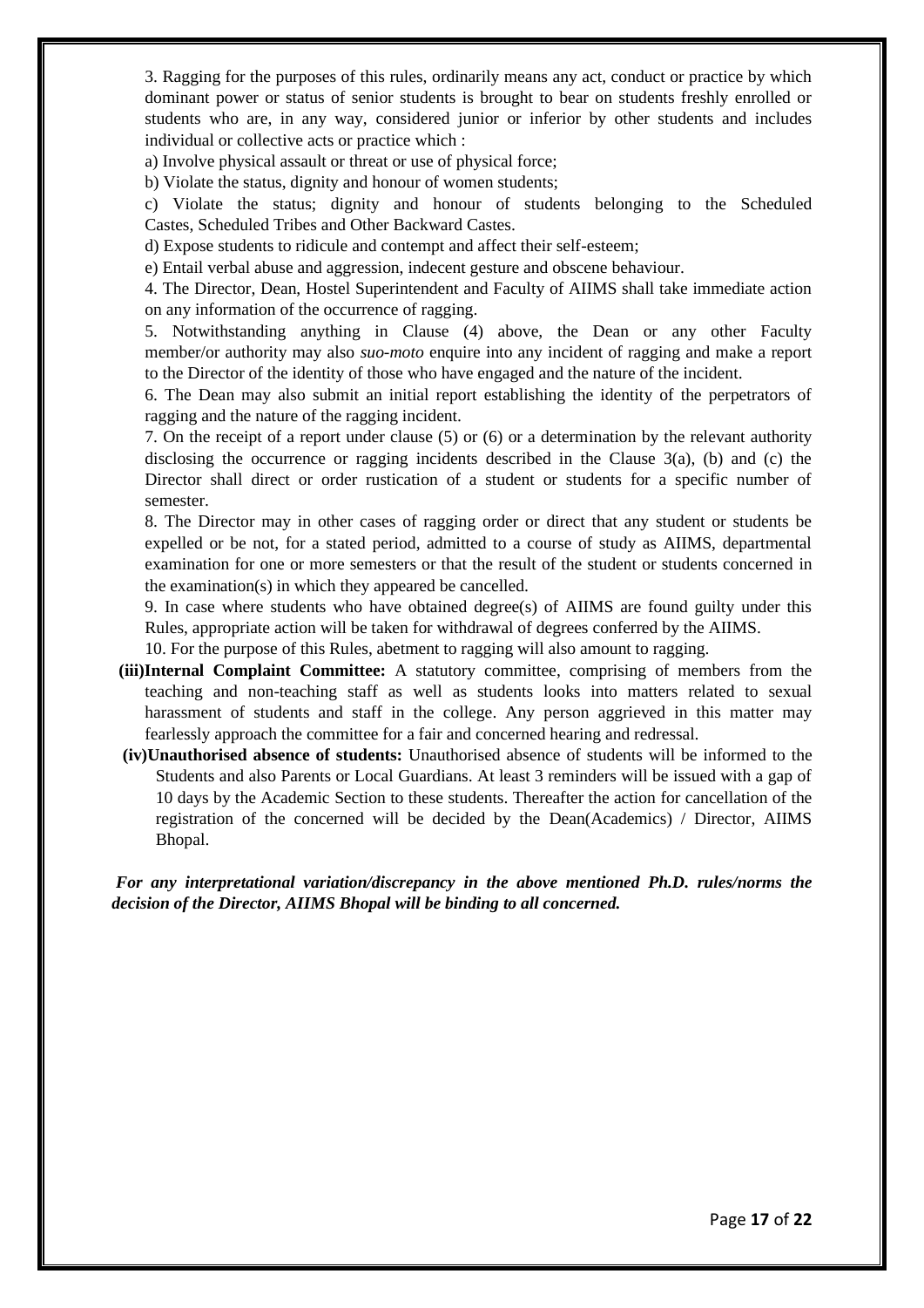3. Ragging for the purposes of this rules, ordinarily means any act, conduct or practice by which dominant power or status of senior students is brought to bear on students freshly enrolled or students who are, in any way, considered junior or inferior by other students and includes individual or collective acts or practice which :

a) Involve physical assault or threat or use of physical force;

b) Violate the status, dignity and honour of women students;

c) Violate the status; dignity and honour of students belonging to the Scheduled Castes, Scheduled Tribes and Other Backward Castes.

d) Expose students to ridicule and contempt and affect their self-esteem;

e) Entail verbal abuse and aggression, indecent gesture and obscene behaviour.

4. The Director, Dean, Hostel Superintendent and Faculty of AIIMS shall take immediate action on any information of the occurrence of ragging.

5. Notwithstanding anything in Clause (4) above, the Dean or any other Faculty member/or authority may also *suo-moto* enquire into any incident of ragging and make a report to the Director of the identity of those who have engaged and the nature of the incident.

6. The Dean may also submit an initial report establishing the identity of the perpetrators of ragging and the nature of the ragging incident.

7. On the receipt of a report under clause (5) or (6) or a determination by the relevant authority disclosing the occurrence or ragging incidents described in the Clause 3(a), (b) and (c) the Director shall direct or order rustication of a student or students for a specific number of semester.

8. The Director may in other cases of ragging order or direct that any student or students be expelled or be not, for a stated period, admitted to a course of study as AIIMS, departmental examination for one or more semesters or that the result of the student or students concerned in the examination(s) in which they appeared be cancelled.

9. In case where students who have obtained degree(s) of AIIMS are found guilty under this Rules, appropriate action will be taken for withdrawal of degrees conferred by the AIIMS.

10. For the purpose of this Rules, abetment to ragging will also amount to ragging.

**(iii)Internal Complaint Committee:** A statutory committee, comprising of members from the teaching and non-teaching staff as well as students looks into matters related to sexual harassment of students and staff in the college. Any person aggrieved in this matter may fearlessly approach the committee for a fair and concerned hearing and redressal.

**(iv)Unauthorised absence of students:** Unauthorised absence of students will be informed to the Students and also Parents or Local Guardians. At least 3 reminders will be issued with a gap of 10 days by the Academic Section to these students. Thereafter the action for cancellation of the registration of the concerned will be decided by the Dean(Academics) / Director, AIIMS Bhopal.

***For any interpretational variation/discrepancy in the above mentioned Ph.D. rules/norms the decision of the Director, AIIMS Bhopal will be binding to all concerned.***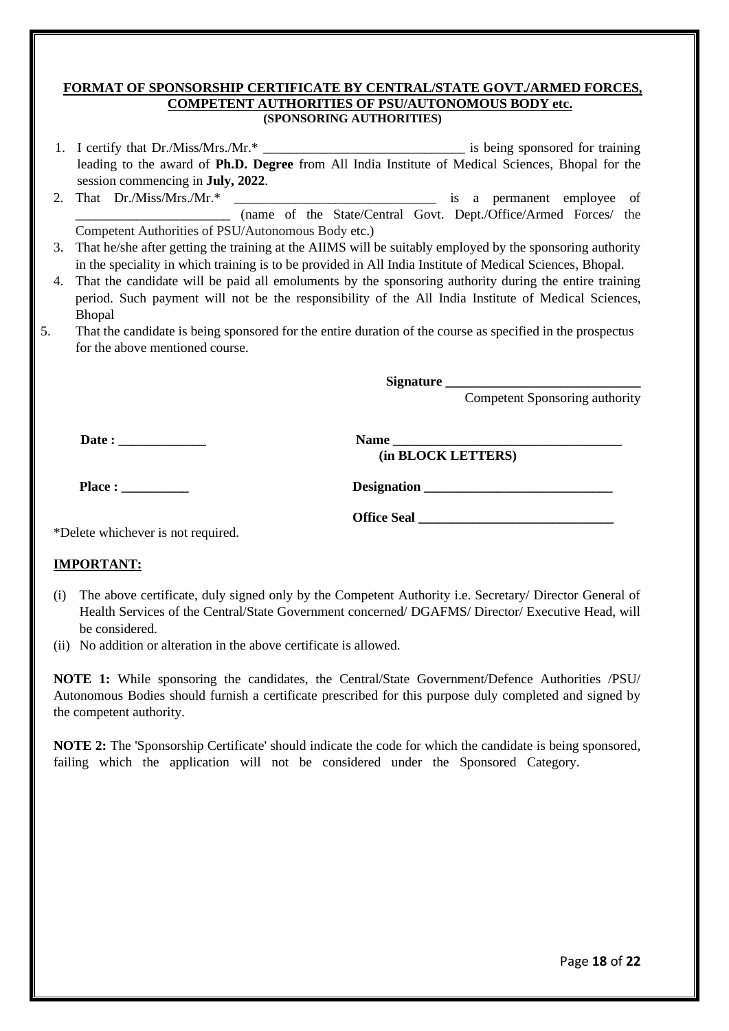**FORMAT OF SPONSORSHIP CERTIFICATE BY CENTRAL/STATE GOVT./ARMED FORCES, COMPETENT AUTHORITIES OF PSU/AUTONOMOUS BODY etc.**

**(SPONSORING AUTHORITIES)**

1. I certify that Dr./Miss/Mrs./Mr.* ______________________________ is being sponsored for training leading to the award of **Ph.D. Degree** from All India Institute of Medical Sciences, Bhopal for the session commencing in **July, 2022**.
2. That Dr./Miss/Mrs./Mr.* ______________________________ is a permanent employee of _______________________ (name of the State/Central Govt. Dept./Office/Armed Forces/ the Competent Authorities of PSU/Autonomous Body etc.)
3. That he/she after getting the training at the AIIMS will be suitably employed by the sponsoring authority in the speciality in which training is to be provided in All India Institute of Medical Sciences, Bhopal.
4. That the candidate will be paid all emoluments by the sponsoring authority during the entire training period. Such payment will not be the responsibility of the All India Institute of Medical Sciences, Bhopal
5. That the candidate is being sponsored for the entire duration of the course as specified in the prospectus for the above mentioned course.

**Signature** _____________________________

Competent Sponsoring authority

**Date :** _____________

**Name** __________________________________

**(in BLOCK LETTERS)**

**Place :** __________

**Designation** ____________________________

**Office Seal** _____________________________

*Delete whichever is not required.

**IMPORTANT:**

(i) The above certificate, duly signed only by the Competent Authority i.e. Secretary/ Director General of Health Services of the Central/State Government concerned/ DGAFMS/ Director/ Executive Head, will be considered.

(ii) No addition or alteration in the above certificate is allowed.

**NOTE 1:** While sponsoring the candidates, the Central/State Government/Defence Authorities /PSU/ Autonomous Bodies should furnish a certificate prescribed for this purpose duly completed and signed by the competent authority.

**NOTE 2:** The 'Sponsorship Certificate' should indicate the code for which the candidate is being sponsored, failing which the application will not be considered under the Sponsored Category.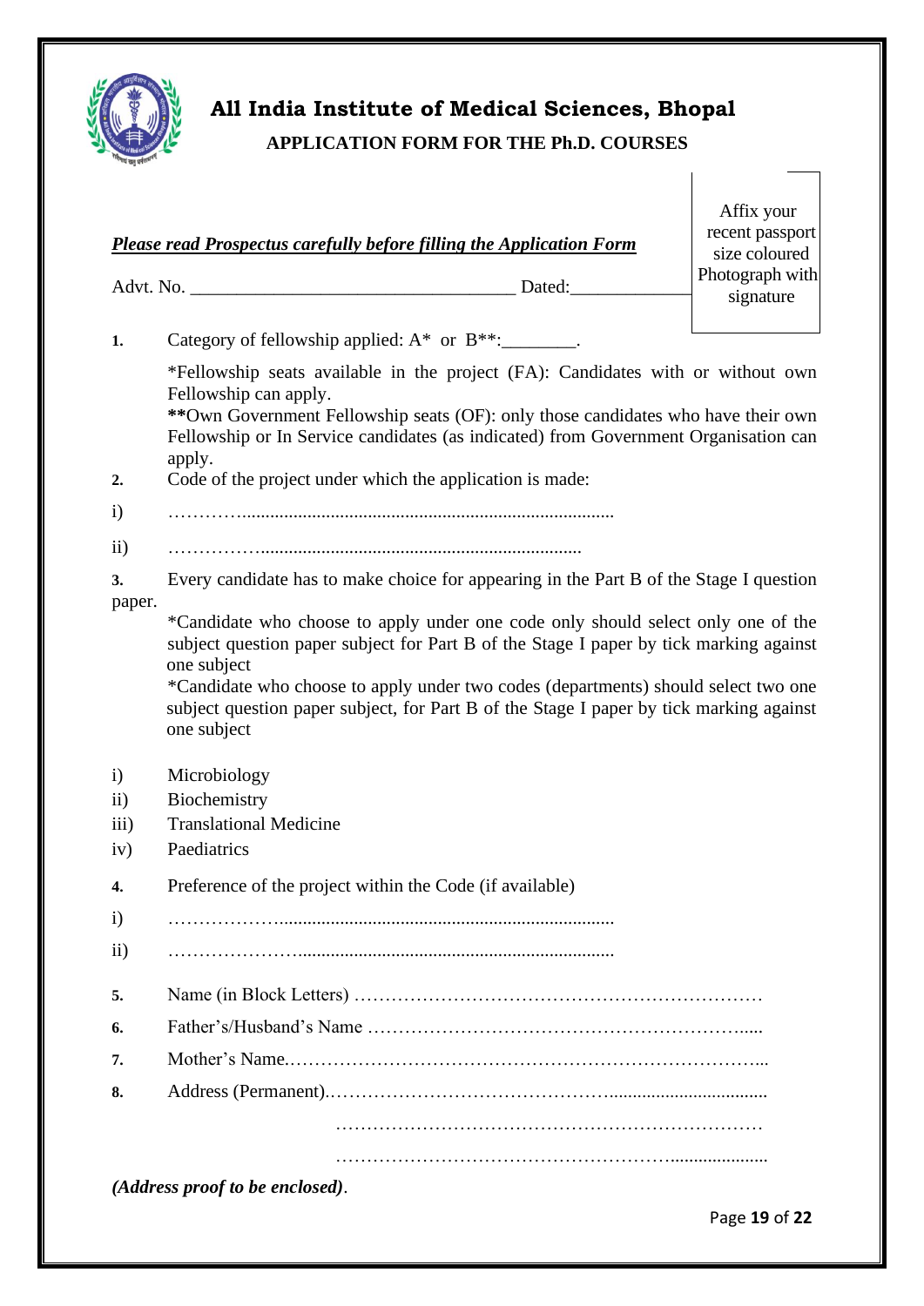# All India Institute of Medical Sciences, Bhopal

## APPLICATION FORM FOR THE Ph.D. COURSES

Affix your recent passport size coloured Photograph with signature

***Please read Prospectus carefully before filling the Application Form***

Advt. No. __________________________________ Dated:_____________

**1.** Category of fellowship applied: A* or B**:________.

*Fellowship seats available in the project (FA): Candidates with or without own Fellowship can apply.

**Own Government Fellowship seats (OF): only those candidates who have their own Fellowship or In Service candidates (as indicated) from Government Organisation can apply.

**2.** Code of the project under which the application is made:

i) …………...............................................................................

ii) ……………....................................................................

**3.** Every candidate has to make choice for appearing in the Part B of the Stage I question paper.

*Candidate who choose to apply under one code only should select only one of the subject question paper subject for Part B of the Stage I paper by tick marking against one subject

*Candidate who choose to apply under two codes (departments) should select two one subject question paper subject, for Part B of the Stage I paper by tick marking against one subject

i) Microbiology

ii) Biochemistry

iii) Translational Medicine

iv) Paediatrics

**4.** Preference of the project within the Code (if available)

i) ……………….......................................................................

ii) …………………..................................................................

**5.** Name (in Block Letters) …………………………………………………………

**6.** Father's/Husband's Name …………………………………………………….....

**7.** Mother's Name.…………………………………………………………………...

**8.** Address (Permanent).……………………………………….................................

………………………………………………………………

……………………………………………….....................

*(Address proof to be enclosed)*.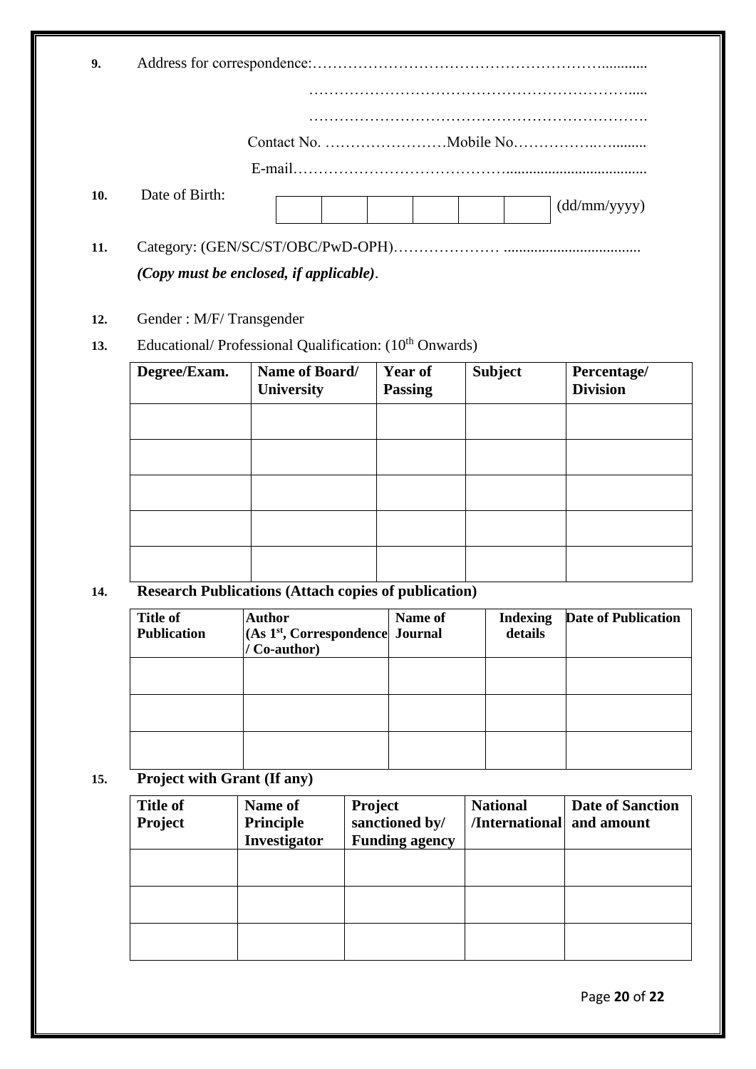**9.** Address for correspondence:……………………………………………………............

……………………………………………………….....

…………………………………………………………….

Contact No. ……………………Mobile No……………..….........

E-mail…………………………………….....................................

**10.** Date of Birth:

| | | | | | |
|---|---|---|---|---|---|
| | | | | | |

(dd/mm/yyyy)

**11.** Category: (GEN/SC/ST/OBC/PwD-OPH)………………… ...................................

*(Copy must be enclosed, if applicable)*.

**12.** Gender : M/F/ Transgender

**13.** Educational/ Professional Qualification: (10th Onwards)

| Degree/Exam. | Name of Board/ University | Year of Passing | Subject | Percentage/ Division |
|---|---|---|---|---|
| | | | | |
| | | | | |
| | | | | |
| | | | | |
| | | | | |

**14. Research Publications (Attach copies of publication)**

| Title of Publication | Author (As 1st, Correspondence / Co-author) | Name of Journal | Indexing details | Date of Publication |
|---|---|---|---|---|
| | | | | |
| | | | | |
| | | | | |

**15. Project with Grant (If any)**

| Title of Project | Name of Principle Investigator | Project sanctioned by/ Funding agency | National /International | Date of Sanction and amount |
|---|---|---|---|---|
| | | | | |
| | | | | |
| | | | | |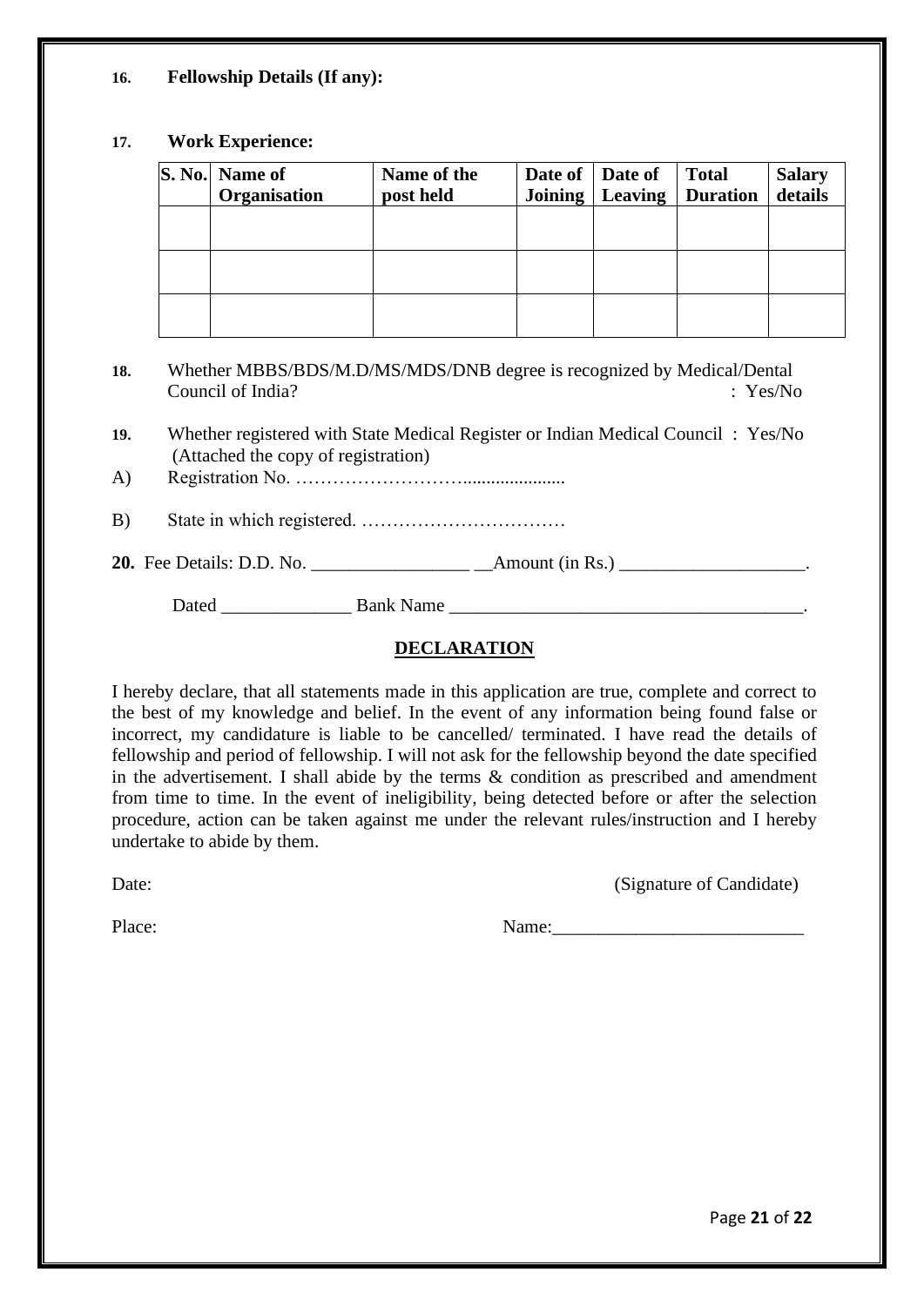**16. Fellowship Details (If any):**

**17. Work Experience:**

| S. No. | Name of Organisation | Name of the post held | Date of Joining | Date of Leaving | Total Duration | Salary details |
|---|---|---|---|---|---|---|
| | | | | | | |
| | | | | | | |
| | | | | | | |

**18.** Whether MBBS/BDS/M.D/MS/MDS/DNB degree is recognized by Medical/Dental Council of India? : Yes/No

**19.** Whether registered with State Medical Register or Indian Medical Council : Yes/No (Attached the copy of registration)

A) Registration No. ………………………......................

B) State in which registered. ……………………………

**20.** Fee Details: D.D. No. _________________ __Amount (in Rs.) ____________________.

Dated ______________ Bank Name ______________________________________.

## DECLARATION

I hereby declare, that all statements made in this application are true, complete and correct to the best of my knowledge and belief. In the event of any information being found false or incorrect, my candidature is liable to be cancelled/ terminated. I have read the details of fellowship and period of fellowship. I will not ask for the fellowship beyond the date specified in the advertisement. I shall abide by the terms & condition as prescribed and amendment from time to time. In the event of ineligibility, being detected before or after the selection procedure, action can be taken against me under the relevant rules/instruction and I hereby undertake to abide by them.

Date: (Signature of Candidate)

Place: Name:___________________________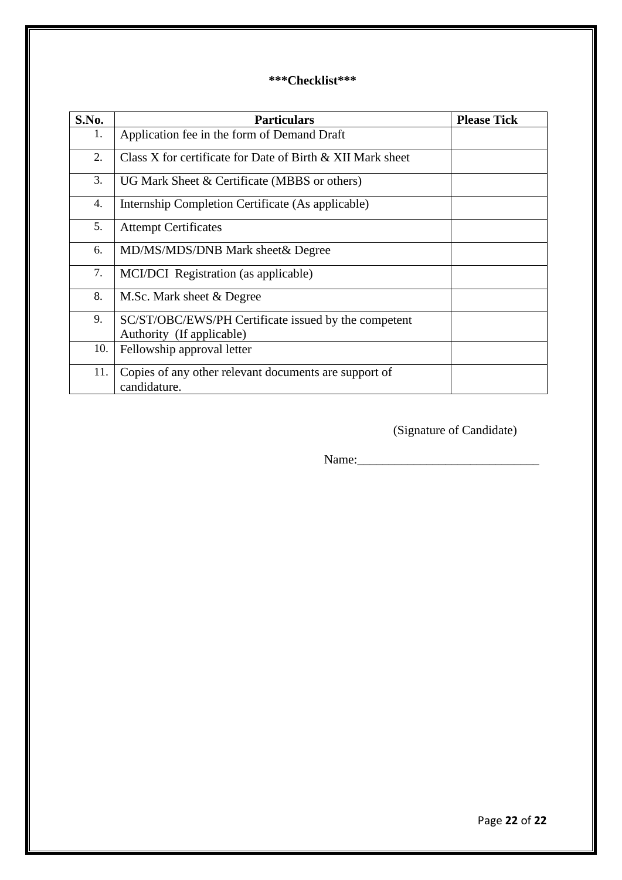**\*\*\*Checklist\*\*\***

| S.No. | Particulars | Please Tick |
|---|---|---|
| 1. | Application fee in the form of Demand Draft | |
| 2. | Class X for certificate for Date of Birth & XII Mark sheet | |
| 3. | UG Mark Sheet & Certificate (MBBS or others) | |
| 4. | Internship Completion Certificate (As applicable) | |
| 5. | Attempt Certificates | |
| 6. | MD/MS/MDS/DNB Mark sheet& Degree | |
| 7. | MCI/DCI Registration (as applicable) | |
| 8. | M.Sc. Mark sheet & Degree | |
| 9. | SC/ST/OBC/EWS/PH Certificate issued by the competent Authority (If applicable) | |
| 10. | Fellowship approval letter | |
| 11. | Copies of any other relevant documents are support of candidature. | |

(Signature of Candidate)

Name:_____________________________